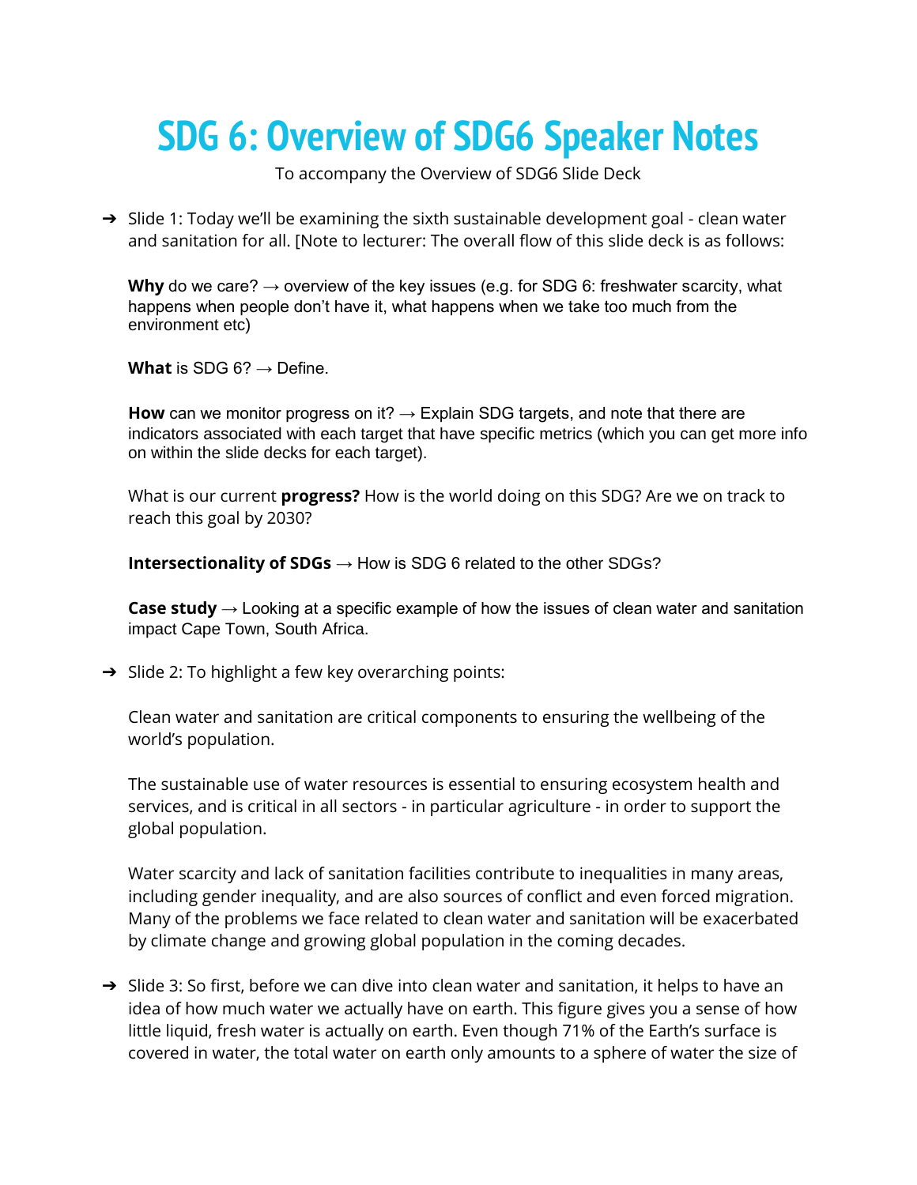# SDG 6: Overview of SDG6 Speaker Notes

To accompany the Overview of SDG6 Slide Deck

- Slide 1: Today we'll be examining the sixth sustainable development goal - clean water and sanitation for all. [Note to lecturer: The overall flow of this slide deck is as follows:

  **Why** do we care? → overview of the key issues (e.g. for SDG 6: freshwater scarcity, what happens when people don't have it, what happens when we take too much from the environment etc)

  **What** is SDG 6? → Define.

  **How** can we monitor progress on it? → Explain SDG targets, and note that there are indicators associated with each target that have specific metrics (which you can get more info on within the slide decks for each target).

  What is our current **progress?** How is the world doing on this SDG? Are we on track to reach this goal by 2030?

  **Intersectionality of SDGs** → How is SDG 6 related to the other SDGs?

  **Case study** → Looking at a specific example of how the issues of clean water and sanitation impact Cape Town, South Africa.

- Slide 2: To highlight a few key overarching points:

  Clean water and sanitation are critical components to ensuring the wellbeing of the world's population.

  The sustainable use of water resources is essential to ensuring ecosystem health and services, and is critical in all sectors - in particular agriculture - in order to support the global population.

  Water scarcity and lack of sanitation facilities contribute to inequalities in many areas, including gender inequality, and are also sources of conflict and even forced migration. Many of the problems we face related to clean water and sanitation will be exacerbated by climate change and growing global population in the coming decades.

- Slide 3: So first, before we can dive into clean water and sanitation, it helps to have an idea of how much water we actually have on earth. This figure gives you a sense of how little liquid, fresh water is actually on earth. Even though 71% of the Earth's surface is covered in water, the total water on earth only amounts to a sphere of water the size of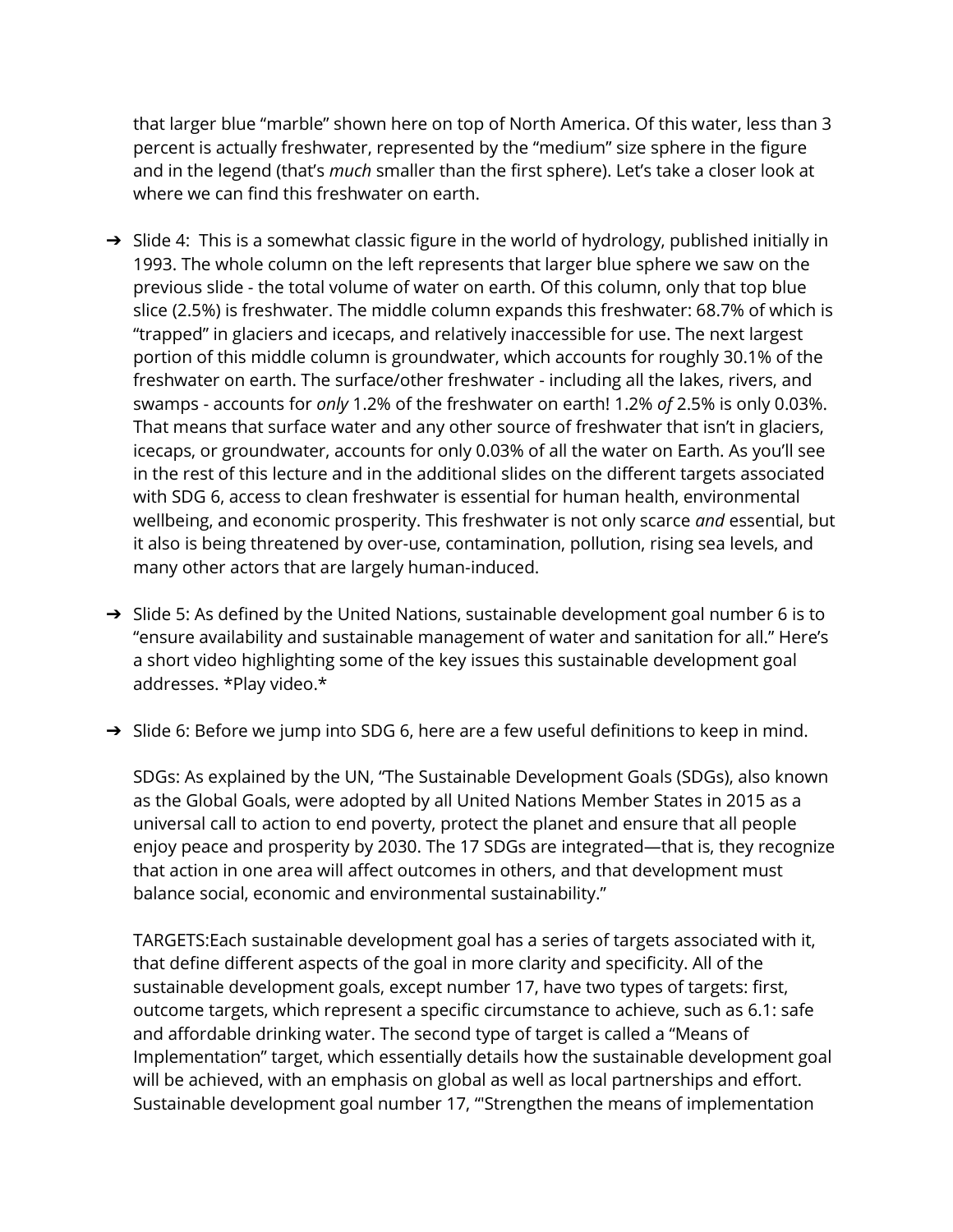that larger blue "marble" shown here on top of North America. Of this water, less than 3 percent is actually freshwater, represented by the "medium" size sphere in the figure and in the legend (that's *much* smaller than the first sphere). Let's take a closer look at where we can find this freshwater on earth.

- Slide 4: This is a somewhat classic figure in the world of hydrology, published initially in 1993. The whole column on the left represents that larger blue sphere we saw on the previous slide - the total volume of water on earth. Of this column, only that top blue slice (2.5%) is freshwater. The middle column expands this freshwater: 68.7% of which is "trapped" in glaciers and icecaps, and relatively inaccessible for use. The next largest portion of this middle column is groundwater, which accounts for roughly 30.1% of the freshwater on earth. The surface/other freshwater - including all the lakes, rivers, and swamps - accounts for *only* 1.2% of the freshwater on earth! 1.2% *of* 2.5% is only 0.03%. That means that surface water and any other source of freshwater that isn't in glaciers, icecaps, or groundwater, accounts for only 0.03% of all the water on Earth. As you'll see in the rest of this lecture and in the additional slides on the different targets associated with SDG 6, access to clean freshwater is essential for human health, environmental wellbeing, and economic prosperity. This freshwater is not only scarce *and* essential, but it also is being threatened by over-use, contamination, pollution, rising sea levels, and many other actors that are largely human-induced.

- Slide 5: As defined by the United Nations, sustainable development goal number 6 is to "ensure availability and sustainable management of water and sanitation for all." Here's a short video highlighting some of the key issues this sustainable development goal addresses. *Play video.*

- Slide 6: Before we jump into SDG 6, here are a few useful definitions to keep in mind.

  SDGs: As explained by the UN, "The Sustainable Development Goals (SDGs), also known as the Global Goals, were adopted by all United Nations Member States in 2015 as a universal call to action to end poverty, protect the planet and ensure that all people enjoy peace and prosperity by 2030. The 17 SDGs are integrated—that is, they recognize that action in one area will affect outcomes in others, and that development must balance social, economic and environmental sustainability."

  TARGETS:Each sustainable development goal has a series of targets associated with it, that define different aspects of the goal in more clarity and specificity. All of the sustainable development goals, except number 17, have two types of targets: first, outcome targets, which represent a specific circumstance to achieve, such as 6.1: safe and affordable drinking water. The second type of target is called a "Means of Implementation" target, which essentially details how the sustainable development goal will be achieved, with an emphasis on global as well as local partnerships and effort. Sustainable development goal number 17, "'Strengthen the means of implementation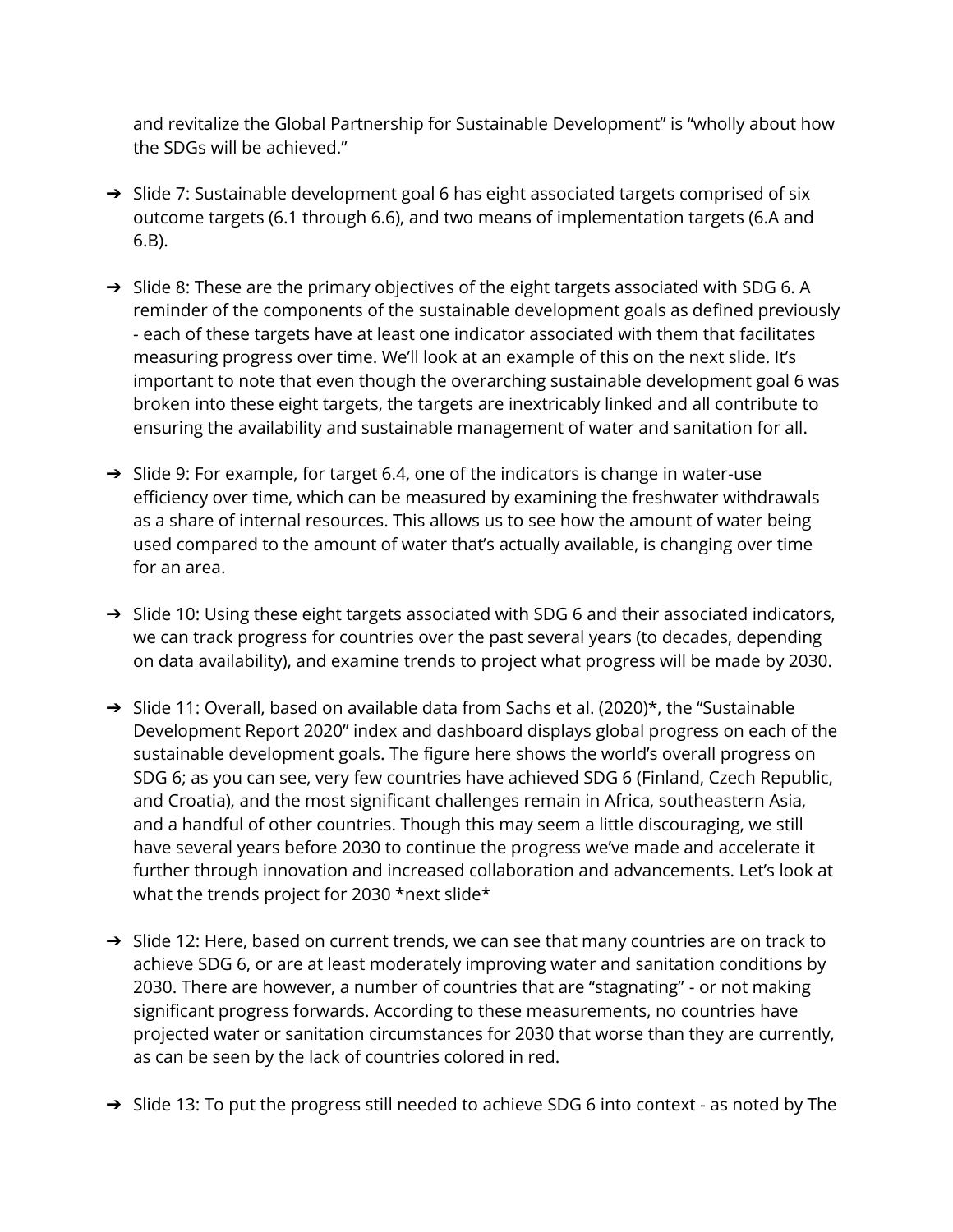and revitalize the Global Partnership for Sustainable Development" is "wholly about how the SDGs will be achieved."

- Slide 7: Sustainable development goal 6 has eight associated targets comprised of six outcome targets (6.1 through 6.6), and two means of implementation targets (6.A and 6.B).

- Slide 8: These are the primary objectives of the eight targets associated with SDG 6. A reminder of the components of the sustainable development goals as defined previously - each of these targets have at least one indicator associated with them that facilitates measuring progress over time. We'll look at an example of this on the next slide. It's important to note that even though the overarching sustainable development goal 6 was broken into these eight targets, the targets are inextricably linked and all contribute to ensuring the availability and sustainable management of water and sanitation for all.

- Slide 9: For example, for target 6.4, one of the indicators is change in water-use efficiency over time, which can be measured by examining the freshwater withdrawals as a share of internal resources. This allows us to see how the amount of water being used compared to the amount of water that's actually available, is changing over time for an area.

- Slide 10: Using these eight targets associated with SDG 6 and their associated indicators, we can track progress for countries over the past several years (to decades, depending on data availability), and examine trends to project what progress will be made by 2030.

- Slide 11: Overall, based on available data from Sachs et al. (2020)*, the "Sustainable Development Report 2020" index and dashboard displays global progress on each of the sustainable development goals. The figure here shows the world's overall progress on SDG 6; as you can see, very few countries have achieved SDG 6 (Finland, Czech Republic, and Croatia), and the most significant challenges remain in Africa, southeastern Asia, and a handful of other countries. Though this may seem a little discouraging, we still have several years before 2030 to continue the progress we've made and accelerate it further through innovation and increased collaboration and advancements. Let's look at what the trends project for 2030 *next slide*

- Slide 12: Here, based on current trends, we can see that many countries are on track to achieve SDG 6, or are at least moderately improving water and sanitation conditions by 2030. There are however, a number of countries that are "stagnating" - or not making significant progress forwards. According to these measurements, no countries have projected water or sanitation circumstances for 2030 that worse than they are currently, as can be seen by the lack of countries colored in red.

- Slide 13: To put the progress still needed to achieve SDG 6 into context - as noted by The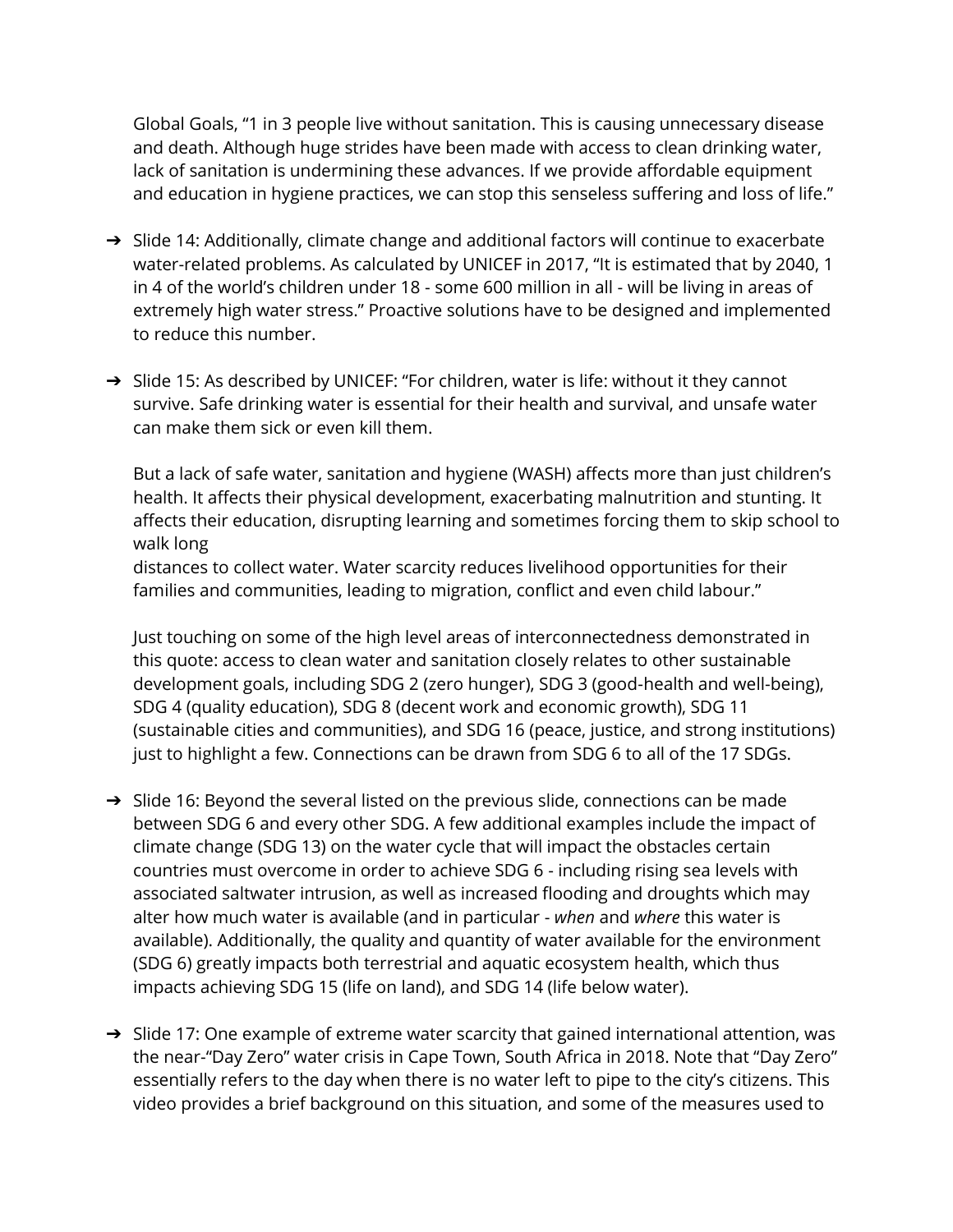Global Goals, "1 in 3 people live without sanitation. This is causing unnecessary disease and death. Although huge strides have been made with access to clean drinking water, lack of sanitation is undermining these advances. If we provide affordable equipment and education in hygiene practices, we can stop this senseless suffering and loss of life."

➔ Slide 14: Additionally, climate change and additional factors will continue to exacerbate water-related problems. As calculated by UNICEF in 2017, "It is estimated that by 2040, 1 in 4 of the world's children under 18 - some 600 million in all - will be living in areas of extremely high water stress." Proactive solutions have to be designed and implemented to reduce this number.

➔ Slide 15: As described by UNICEF: "For children, water is life: without it they cannot survive. Safe drinking water is essential for their health and survival, and unsafe water can make them sick or even kill them.

  But a lack of safe water, sanitation and hygiene (WASH) affects more than just children's health. It affects their physical development, exacerbating malnutrition and stunting. It affects their education, disrupting learning and sometimes forcing them to skip school to walk long distances to collect water. Water scarcity reduces livelihood opportunities for their families and communities, leading to migration, conflict and even child labour."

  Just touching on some of the high level areas of interconnectedness demonstrated in this quote: access to clean water and sanitation closely relates to other sustainable development goals, including SDG 2 (zero hunger), SDG 3 (good-health and well-being), SDG 4 (quality education), SDG 8 (decent work and economic growth), SDG 11 (sustainable cities and communities), and SDG 16 (peace, justice, and strong institutions) just to highlight a few. Connections can be drawn from SDG 6 to all of the 17 SDGs.

➔ Slide 16: Beyond the several listed on the previous slide, connections can be made between SDG 6 and every other SDG. A few additional examples include the impact of climate change (SDG 13) on the water cycle that will impact the obstacles certain countries must overcome in order to achieve SDG 6 - including rising sea levels with associated saltwater intrusion, as well as increased flooding and droughts which may alter how much water is available (and in particular - *when* and *where* this water is available). Additionally, the quality and quantity of water available for the environment (SDG 6) greatly impacts both terrestrial and aquatic ecosystem health, which thus impacts achieving SDG 15 (life on land), and SDG 14 (life below water).

➔ Slide 17: One example of extreme water scarcity that gained international attention, was the near-"Day Zero" water crisis in Cape Town, South Africa in 2018. Note that "Day Zero" essentially refers to the day when there is no water left to pipe to the city's citizens. This video provides a brief background on this situation, and some of the measures used to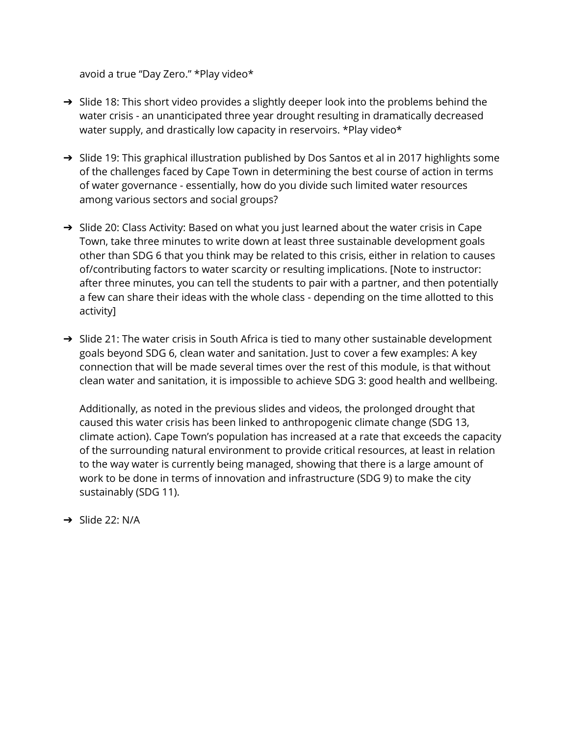avoid a true "Day Zero." *Play video*

- Slide 18: This short video provides a slightly deeper look into the problems behind the water crisis - an unanticipated three year drought resulting in dramatically decreased water supply, and drastically low capacity in reservoirs. *Play video*

- Slide 19: This graphical illustration published by Dos Santos et al in 2017 highlights some of the challenges faced by Cape Town in determining the best course of action in terms of water governance - essentially, how do you divide such limited water resources among various sectors and social groups?

- Slide 20: Class Activity: Based on what you just learned about the water crisis in Cape Town, take three minutes to write down at least three sustainable development goals other than SDG 6 that you think may be related to this crisis, either in relation to causes of/contributing factors to water scarcity or resulting implications. [Note to instructor: after three minutes, you can tell the students to pair with a partner, and then potentially a few can share their ideas with the whole class - depending on the time allotted to this activity]

- Slide 21: The water crisis in South Africa is tied to many other sustainable development goals beyond SDG 6, clean water and sanitation. Just to cover a few examples: A key connection that will be made several times over the rest of this module, is that without clean water and sanitation, it is impossible to achieve SDG 3: good health and wellbeing.

  Additionally, as noted in the previous slides and videos, the prolonged drought that caused this water crisis has been linked to anthropogenic climate change (SDG 13, climate action). Cape Town's population has increased at a rate that exceeds the capacity of the surrounding natural environment to provide critical resources, at least in relation to the way water is currently being managed, showing that there is a large amount of work to be done in terms of innovation and infrastructure (SDG 9) to make the city sustainably (SDG 11).

- Slide 22: N/A